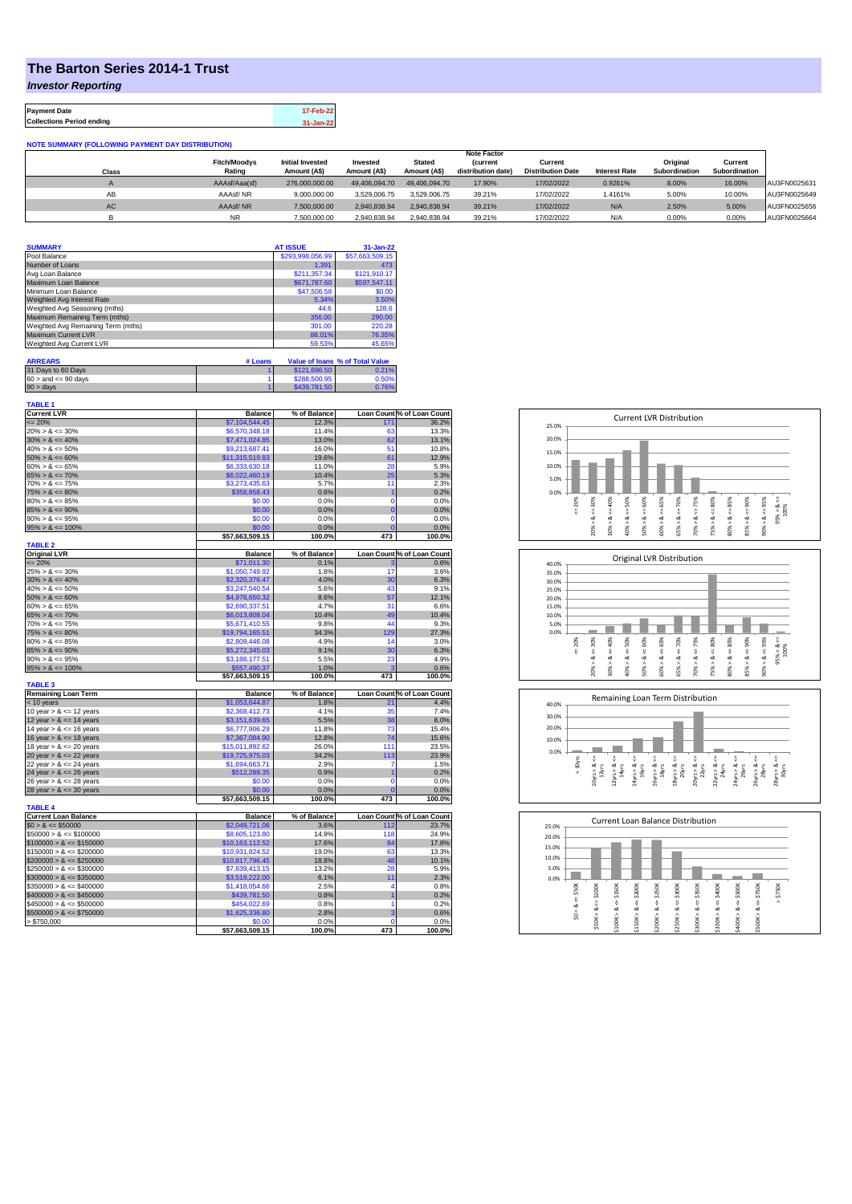# The Barton Series 2014-1 Trust

*Investor Reporting*

| Payment Date | 17-Feb-22 |
|---|---|
| Collections Period ending | 31-Jan-22 |

**NOTE SUMMARY (FOLLOWING PAYMENT DAY DISTRIBUTION)**

| Class | Fitch/Moodys Rating | Initial Invested Amount (A$) | Invested Amount (A$) | Stated Amount (A$) | Note Factor (current distribution date) | Current Distribution Date | Interest Rate | Original Subordination | Current Subordination | |
|---|---|---|---|---|---|---|---|---|---|---|
| A | AAAsf/Aaa(sf) | 276,000,000.00 | 49,406,094.70 | 49,406,094.70 | 17.90% | 17/02/2022 | 0.9261% | 8.00% | 16.00% | AU3FN0025631 |
| AB | AAAsf/ NR | 9,000,000.00 | 3,529,006.75 | 3,529,006.75 | 39.21% | 17/02/2022 | 1.4161% | 5.00% | 10.00% | AU3FN0025649 |
| AC | AAAsf/ NR | 7,500,000.00 | 2,940,838.94 | 2,940,838.94 | 39.21% | 17/02/2022 | N/A | 2.50% | 5.00% | AU3FN0025656 |
| B | NR | 7,500,000.00 | 2,940,838.94 | 2,940,838.94 | 39.21% | 17/02/2022 | N/A | 0.00% | 0.00% | AU3FN0025664 |

| SUMMARY | AT ISSUE | 31-Jan-22 |
|---|---|---|
| Pool Balance | $293,998,056.99 | $57,663,509.15 |
| Number of Loans | 1,391 | 473 |
| Avg Loan Balance | $211,357.34 | $121,910.17 |
| Maximum Loan Balance | $671,787.60 | $597,547.11 |
| Minimum Loan Balance | $47,506.58 | $0.00 |
| Weighted Avg Interest Rate | 5.34% | 3.50% |
| Weighted Avg Seasoning (mths) | 44.6 | 128.6 |
| Maximum Remaining Term (mths) | 356.00 | 290.00 |
| Weighted Avg Remaining Term (mths) | 301.00 | 220.28 |
| Maximum Current LVR | 88.01% | 76.35% |
| Weighted Avg Current LVR | 59.53% | 45.65% |

| ARREARS | # Loans | Value of loans | % of Total Value |
|---|---|---|---|
| 31 Days to 60 Days | 1 | $121,696.50 | 0.21% |
| 60 > and <= 90 days | 1 | $288,500.95 | 0.50% |
| 90 > days | 1 | $439,781.50 | 0.76% |

**TABLE 1**

| Current LVR | Balance | % of Balance | Loan Count | % of Loan Count |
|---|---|---|---|---|
| <= 20% | $7,104,544.45 | 12.3% | 171 | 36.2% |
| 20% > & <= 30% | $6,570,348.18 | 11.4% | 63 | 13.3% |
| 30% > & <= 40% | $7,471,024.85 | 13.0% | 62 | 13.1% |
| 40% > & <= 50% | $9,213,687.41 | 16.0% | 51 | 10.8% |
| 50% > & <= 60% | $11,315,519.83 | 19.6% | 61 | 12.9% |
| 60% > & <= 65% | $6,333,630.18 | 11.0% | 28 | 5.9% |
| 65% > & <= 70% | $6,022,460.19 | 10.4% | 25 | 5.3% |
| 70% > & <= 75% | $3,273,435.63 | 5.7% | 11 | 2.3% |
| 75% > & <= 80% | $358,858.43 | 0.6% | 1 | 0.2% |
| 80% > & <= 85% | $0.00 | 0.0% | 0 | 0.0% |
| 85% > & <= 90% | $0.00 | 0.0% | 0 | 0.0% |
| 90% > & <= 95% | $0.00 | 0.0% | 0 | 0.0% |
| 95% > & <= 100% | $0.00 | 0.0% | 0 | 0.0% |
| | $57,663,509.15 | 100.0% | 473 | 100.0% |

**TABLE 2**

| Original LVR | Balance | % of Balance | Loan Count | % of Loan Count |
|---|---|---|---|---|
| <= 20% | $71,011.30 | 0.1% | 3 | 0.6% |
| 25% > & <= 30% | $1,050,749.92 | 1.8% | 17 | 3.6% |
| 30% > & <= 40% | $2,320,376.47 | 4.0% | 30 | 6.3% |
| 40% > & <= 50% | $3,247,540.54 | 5.6% | 43 | 9.1% |
| 50% > & <= 60% | $4,976,650.32 | 8.6% | 57 | 12.1% |
| 60% > & <= 65% | $2,690,337.51 | 4.7% | 31 | 6.6% |
| 65% > & <= 70% | $6,013,808.04 | 10.4% | 49 | 10.4% |
| 70% > & <= 75% | $5,671,410.55 | 9.8% | 44 | 9.3% |
| 75% > & <= 80% | $19,794,165.51 | 34.3% | 129 | 27.3% |
| 80% > & <= 85% | $2,809,446.08 | 4.9% | 14 | 3.0% |
| 85% > & <= 90% | $5,272,345.03 | 9.1% | 30 | 6.3% |
| 90% > & <= 95% | $3,188,177.51 | 5.5% | 23 | 4.9% |
| 95% > & <= 100% | $557,490.37 | 1.0% | 3 | 0.6% |
| | $57,663,509.15 | 100.0% | 473 | 100.0% |

**TABLE 3**

| Remaining Loan Term | Balance | % of Balance | Loan Count | % of Loan Count |
|---|---|---|---|---|
| < 10 years | $1,053,644.87 | 1.8% | 21 | 4.4% |
| 10 year > & <= 12 years | $2,368,412.73 | 4.1% | 35 | 7.4% |
| 12 year > & <= 14 years | $3,151,639.65 | 5.5% | 38 | 8.0% |
| 14 year > & <= 16 years | $6,777,906.29 | 11.8% | 73 | 15.4% |
| 16 year > & <= 18 years | $7,367,064.90 | 12.8% | 74 | 15.6% |
| 18 year > & <= 20 years | $15,011,892.62 | 26.0% | 111 | 23.5% |
| 20 year > & <= 22 years | $19,725,975.03 | 34.2% | 113 | 23.9% |
| 22 year > & <= 24 years | $1,694,663.71 | 2.9% | 7 | 1.5% |
| 24 year > & <= 26 years | $512,289.35 | 0.9% | 1 | 0.2% |
| 26 year > & <= 28 years | $0.00 | 0.0% | 0 | 0.0% |
| 28 year > & <= 30 years | $0.00 | 0.0% | 0 | 0.0% |
| | $57,663,509.15 | 100.0% | 473 | 100.0% |

**TABLE 4**

| Current Loan Balance | Balance | % of Balance | Loan Count | % of Loan Count |
|---|---|---|---|---|
| $0 > & <= $50000 | $2,049,721.06 | 3.6% | 112 | 23.7% |
| $50000 > & <= $100000 | $8,605,123.80 | 14.9% | 118 | 24.9% |
| $100000 > & <= $150000 | $10,163,112.52 | 17.6% | 84 | 17.8% |
| $150000 > & <= $200000 | $10,931,924.52 | 19.0% | 63 | 13.3% |
| $200000 > & <= $250000 | $10,817,796.45 | 18.8% | 48 | 10.1% |
| $250000 > & <= $300000 | $7,639,413.15 | 13.2% | 28 | 5.9% |
| $300000 > & <= $350000 | $3,519,222.00 | 6.1% | 11 | 2.3% |
| $350000 > & <= $400000 | $1,418,054.66 | 2.5% | 4 | 0.8% |
| $400000 > & <= $450000 | $439,781.50 | 0.8% | 1 | 0.2% |
| $450000 > & <= $500000 | $454,022.69 | 0.8% | 1 | 0.2% |
| $500000 > & <= $750000 | $1,625,336.80 | 2.8% | 3 | 0.6% |
| > $750,000 | $0.00 | 0.0% | 0 | 0.0% |
| | $57,663,509.15 | 100.0% | 473 | 100.0% |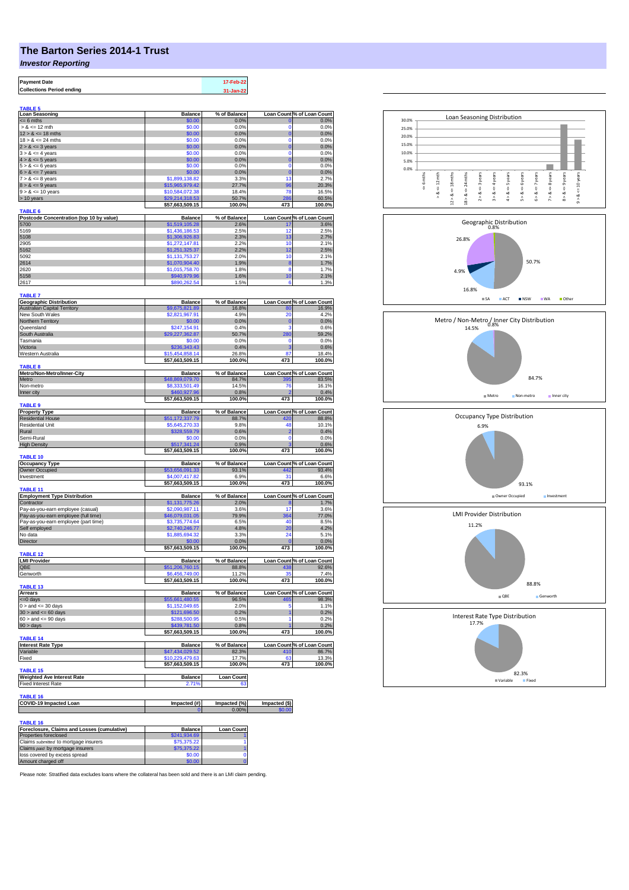# The Barton Series 2014-1 Trust

*Investor Reporting*

| | |
|---|---|
| **Payment Date** | 17-Feb-22 |
| **Collections Period ending** | 31-Jan-22 |

**TABLE 5**

| Loan Seasoning | Balance | % of Balance | Loan Count | % of Loan Count |
|---|---|---|---|---|
| <= 6 mths | $0.00 | 0.0% | 0 | 0.0% |
| > & <= 12 mth | $0.00 | 0.0% | 0 | 0.0% |
| 12 > & <= 18 mths | $0.00 | 0.0% | 0 | 0.0% |
| 18 > & <= 24 mths | $0.00 | 0.0% | 0 | 0.0% |
| 2 > & <= 3 years | $0.00 | 0.0% | 0 | 0.0% |
| 3 > & <= 4 years | $0.00 | 0.0% | 0 | 0.0% |
| 4 > & <= 5 years | $0.00 | 0.0% | 0 | 0.0% |
| 5 > & <= 6 years | $0.00 | 0.0% | 0 | 0.0% |
| 6 > & <= 7 years | $0.00 | 0.0% | 0 | 0.0% |
| 7 > & <= 8 years | $1,899,138.82 | 3.3% | 13 | 2.7% |
| 8 > & <= 9 years | $15,965,979.42 | 27.7% | 96 | 20.3% |
| 9 > & <= 10 years | $10,584,072.38 | 18.4% | 78 | 16.5% |
| > 10 years | $29,214,318.53 | 50.7% | 286 | 60.5% |
| | $57,663,509.15 | 100.0% | 473 | 100.0% |

**TABLE 6**

| Postcode Concentration (top 10 by value) | Balance | % of Balance | Loan Count | % of Loan Count |
|---|---|---|---|---|
| 5700 | $1,519,105.28 | 2.6% | 17 | 3.6% |
| 5169 | $1,436,186.53 | 2.5% | 12 | 2.5% |
| 5108 | $1,306,926.83 | 2.3% | 13 | 2.7% |
| 2905 | $1,272,147.81 | 2.2% | 10 | 2.1% |
| 5162 | $1,251,325.37 | 2.2% | 12 | 2.5% |
| 5092 | $1,131,753.27 | 2.0% | 10 | 2.1% |
| 2614 | $1,070,904.40 | 1.9% | 8 | 1.7% |
| 2620 | $1,015,758.70 | 1.8% | 8 | 1.7% |
| 5158 | $940,979.96 | 1.6% | 10 | 2.1% |
| 2617 | $890,262.54 | 1.5% | 6 | 1.3% |

**TABLE 7**

| Geographic Distribution | Balance | % of Balance | Loan Count | % of Loan Count |
|---|---|---|---|---|
| Australian Capital Territory | $9,675,821.89 | 16.8% | 80 | 16.9% |
| New South Wales | $2,821,967.91 | 4.9% | 20 | 4.2% |
| Northern Territory | $0.00 | 0.0% | 0 | 0.0% |
| Queensland | $247,154.91 | 0.4% | 3 | 0.6% |
| South Australia | $29,227,362.87 | 50.7% | 280 | 59.2% |
| Tasmania | $0.00 | 0.0% | 0 | 0.0% |
| Victoria | $236,343.43 | 0.4% | 3 | 0.6% |
| Western Australia | $15,454,858.14 | 26.8% | 87 | 18.4% |
| | $57,663,509.15 | 100.0% | 473 | 100.0% |

**TABLE 8**

| Metro/Non-Metro/Inner-City | Balance | % of Balance | Loan Count | % of Loan Count |
|---|---|---|---|---|
| Metro | $48,869,079.70 | 84.7% | 395 | 83.5% |
| Non-metro | $8,333,501.49 | 14.5% | 76 | 16.1% |
| Inner city | $460,927.96 | 0.8% | 2 | 0.4% |
| | $57,663,509.15 | 100.0% | 473 | 100.0% |

**TABLE 9**

| Property Type | Balance | % of Balance | Loan Count | % of Loan Count |
|---|---|---|---|---|
| Residential House | $51,172,337.79 | 88.7% | 420 | 88.8% |
| Residential Unit | $5,645,270.33 | 9.8% | 48 | 10.1% |
| Rural | $328,559.79 | 0.6% | 2 | 0.4% |
| Semi-Rural | $0.00 | 0.0% | 0 | 0.0% |
| High Density | $517,341.24 | 0.9% | 3 | 0.6% |
| | $57,663,509.15 | 100.0% | 473 | 100.0% |

**TABLE 10**

| Occupancy Type | Balance | % of Balance | Loan Count | % of Loan Count |
|---|---|---|---|---|
| Owner Occupied | $53,656,091.33 | 93.1% | 442 | 93.4% |
| Investment | $4,007,417.82 | 6.9% | 31 | 6.6% |
| | $57,663,509.15 | 100.0% | 473 | 100.0% |

**TABLE 11**

| Employment Type Distribution | Balance | % of Balance | Loan Count | % of Loan Count |
|---|---|---|---|---|
| Contractor | $1,131,775.26 | 2.0% | 8 | 1.7% |
| Pay-as-you-earn employee (casual) | $2,090,987.11 | 3.6% | 17 | 3.6% |
| Pay-as-you-earn employee (full time) | $46,079,031.05 | 79.9% | 364 | 77.0% |
| Pay-as-you-earn employee (part time) | $3,735,774.64 | 6.5% | 40 | 8.5% |
| Self employed | $2,740,246.77 | 4.8% | 20 | 4.2% |
| No data | $1,885,694.32 | 3.3% | 24 | 5.1% |
| Director | $0.00 | 0.0% | 0 | 0.0% |
| | $57,663,509.15 | 100.0% | 473 | 100.0% |

**TABLE 12**

| LMI Provider | Balance | % of Balance | Loan Count | % of Loan Count |
|---|---|---|---|---|
| QBE | $51,206,760.15 | 88.8% | 438 | 92.6% |
| Genworth | $6,456,749.00 | 11.2% | 35 | 7.4% |
| | $57,663,509.15 | 100.0% | 473 | 100.0% |

**TABLE 13**

| Arrears | Balance | % of Balance | Loan Count | % of Loan Count |
|---|---|---|---|---|
| <=0 days | $55,661,480.55 | 96.5% | 465 | 98.3% |
| 0 > and <= 30 days | $1,152,049.65 | 2.0% | 5 | 1.1% |
| 30 > and <= 60 days | $121,696.50 | 0.2% | 1 | 0.2% |
| 60 > and <= 90 days | $288,500.95 | 0.5% | 1 | 0.2% |
| 90 > days | $439,781.50 | 0.8% | 1 | 0.2% |
| | $57,663,509.15 | 100.0% | 473 | 100.0% |

**TABLE 14**

| Interest Rate Type | Balance | % of Balance | Loan Count | % of Loan Count |
|---|---|---|---|---|
| Variable | $47,434,029.52 | 82.3% | 410 | 86.7% |
| Fixed | $10,229,479.63 | 17.7% | 63 | 13.3% |
| | $57,663,509.15 | 100.0% | 473 | 100.0% |

**TABLE 15**

| Weighted Ave Interest Rate | Balance | Loan Count |
|---|---|---|
| Fixed Interest Rate | 2.71% | 63 |

**TABLE 16**

| COVID-19 Impacted Loan | Impacted (#) | Impacted (%) | Impacted ($) |
|---|---|---|---|
| | 0 | 0.00% | $0.00 |

**TABLE 16**

| Foreclosure, Claims and Losses (cumulative) | Balance | Loan Count |
|---|---|---|
| Properties foreclosed | $241,934.69 | 1 |
| Claims *submitted* to mortgage insurers | $75,375.22 | 1 |
| Claims *paid* by mortgage insurers | $75,375.22 | 1 |
| loss covered by excess spread | $0.00 | 0 |
| Amount charged off | $0.00 | 0 |

Please note: Stratified data excludes loans where the collateral has been sold and there is an LMI claim pending.

Loan Seasoning Distribution
30.0%
25.0%
20.0%
15.0%
10.0%
5.0%
0.0%
<= 6 mths
> & <= 12 mth
12 > & <= 18 mths
18 > & <= 24 mths
2 > & <= 3 years
3 > & <= 4 years
4 > & <= 5 years
5 > & <= 6 years
6 > & <= 7 years
7 > & <= 8 years
8 > & <= 9 years
9 > & <= 10 years

Geographic Distribution
0.8%
26.8%
4.9%
16.8%
50.7%
SA ACT NSW WA Other

Metro / Non-Metro / Inner City Distribution
0.8%
14.5%
84.7%
Metro Non-metro Inner city

Occupancy Type Distribution
6.9%
93.1%
Owner Occupied Investment

LMI Provider Distribution
11.2%
88.8%
QBE Genworth

Interest Rate Type Distribution
17.7%
82.3%
Variable Fixed